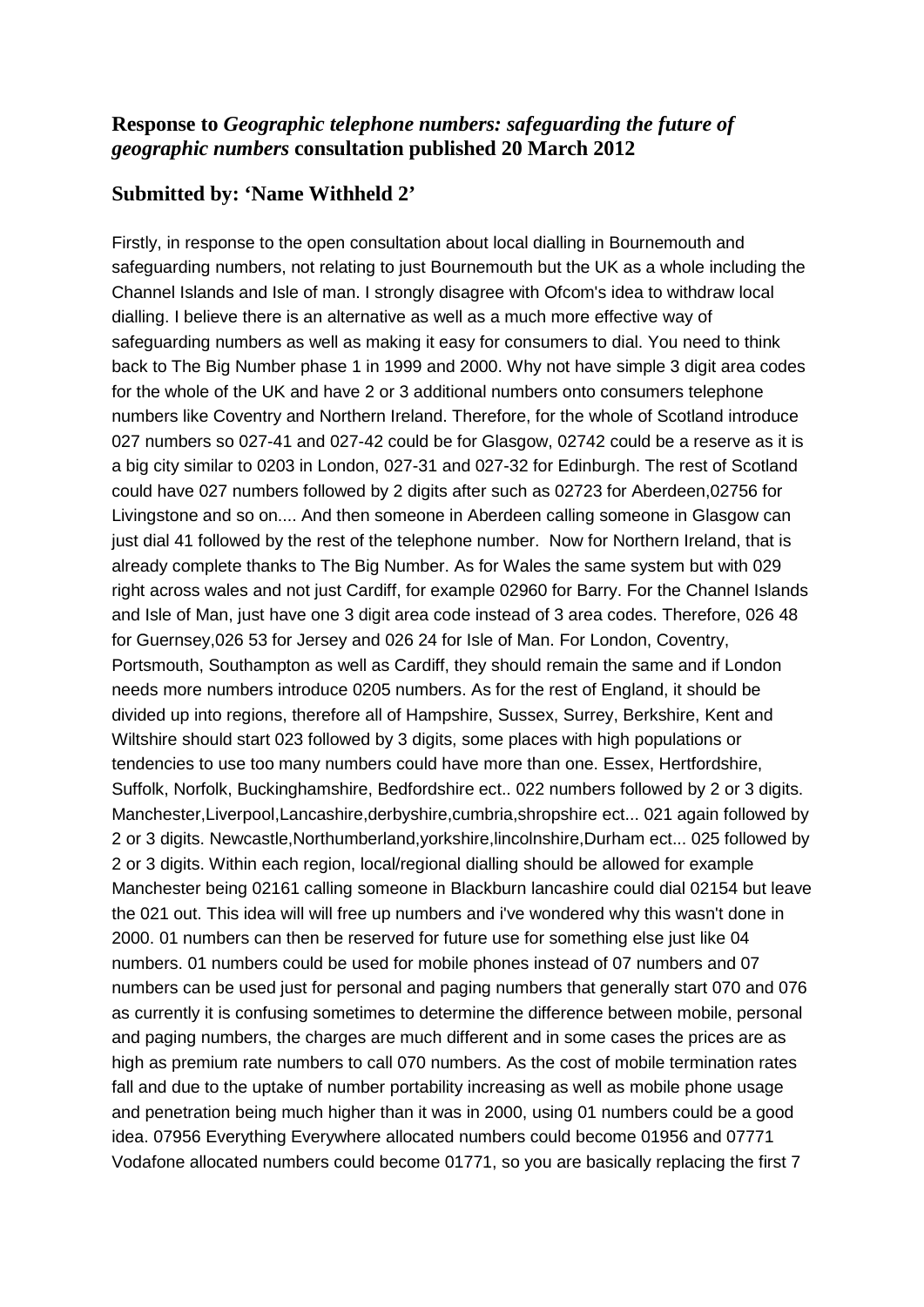## Response to *Geographic telephone numbers: safeguarding the future of geographic numbers* consultation published 20 March 2012

## Submitted by: 'Name Withheld 2'

Firstly, in response to the open consultation about local dialling in Bournemouth and safeguarding numbers, not relating to just Bournemouth but the UK as a whole including the Channel Islands and Isle of man. I strongly disagree with Ofcom's idea to withdraw local dialling. I believe there is an alternative as well as a much more effective way of safeguarding numbers as well as making it easy for consumers to dial. You need to think back to The Big Number phase 1 in 1999 and 2000. Why not have simple 3 digit area codes for the whole of the UK and have 2 or 3 additional numbers onto consumers telephone numbers like Coventry and Northern Ireland. Therefore, for the whole of Scotland introduce 027 numbers so 027-41 and 027-42 could be for Glasgow, 02742 could be a reserve as it is a big city similar to 0203 in London, 027-31 and 027-32 for Edinburgh. The rest of Scotland could have 027 numbers followed by 2 digits after such as 02723 for Aberdeen,02756 for Livingstone and so on.... And then someone in Aberdeen calling someone in Glasgow can just dial 41 followed by the rest of the telephone number. Now for Northern Ireland, that is already complete thanks to The Big Number. As for Wales the same system but with 029 right across wales and not just Cardiff, for example 02960 for Barry. For the Channel Islands and Isle of Man, just have one 3 digit area code instead of 3 area codes. Therefore, 026 48 for Guernsey,026 53 for Jersey and 026 24 for Isle of Man. For London, Coventry, Portsmouth, Southampton as well as Cardiff, they should remain the same and if London needs more numbers introduce 0205 numbers. As for the rest of England, it should be divided up into regions, therefore all of Hampshire, Sussex, Surrey, Berkshire, Kent and Wiltshire should start 023 followed by 3 digits, some places with high populations or tendencies to use too many numbers could have more than one. Essex, Hertfordshire, Suffolk, Norfolk, Buckinghamshire, Bedfordshire ect.. 022 numbers followed by 2 or 3 digits. Manchester,Liverpool,Lancashire,derbyshire,cumbria,shropshire ect... 021 again followed by 2 or 3 digits. Newcastle,Northumberland,yorkshire,lincolnshire,Durham ect... 025 followed by 2 or 3 digits. Within each region, local/regional dialling should be allowed for example Manchester being 02161 calling someone in Blackburn lancashire could dial 02154 but leave the 021 out. This idea will will free up numbers and i've wondered why this wasn't done in 2000. 01 numbers can then be reserved for future use for something else just like 04 numbers. 01 numbers could be used for mobile phones instead of 07 numbers and 07 numbers can be used just for personal and paging numbers that generally start 070 and 076 as currently it is confusing sometimes to determine the difference between mobile, personal and paging numbers, the charges are much different and in some cases the prices are as high as premium rate numbers to call 070 numbers. As the cost of mobile termination rates fall and due to the uptake of number portability increasing as well as mobile phone usage and penetration being much higher than it was in 2000, using 01 numbers could be a good idea. 07956 Everything Everywhere allocated numbers could become 01956 and 07771 Vodafone allocated numbers could become 01771, so you are basically replacing the first 7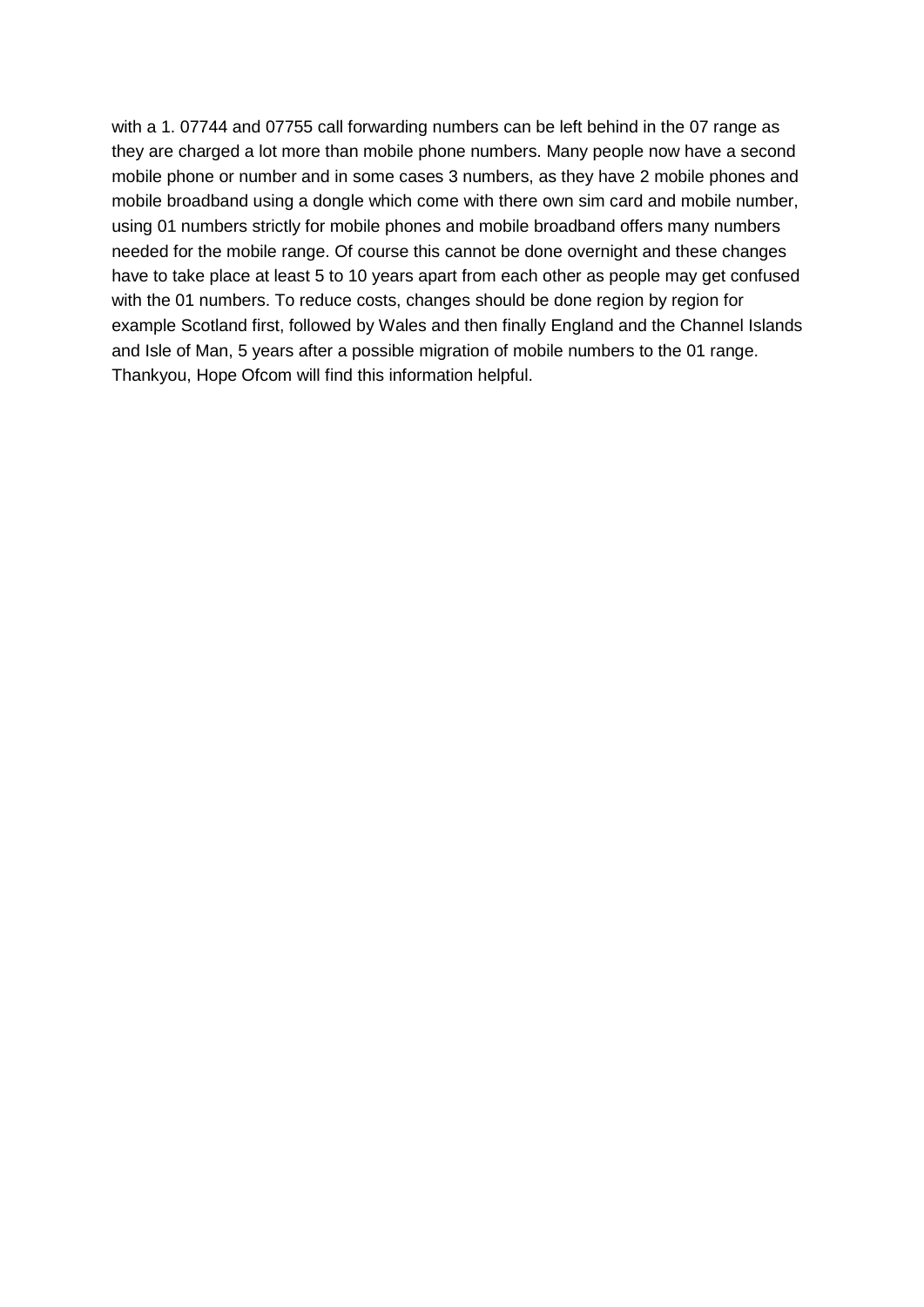with a 1. 07744 and 07755 call forwarding numbers can be left behind in the 07 range as they are charged a lot more than mobile phone numbers. Many people now have a second mobile phone or number and in some cases 3 numbers, as they have 2 mobile phones and mobile broadband using a dongle which come with there own sim card and mobile number, using 01 numbers strictly for mobile phones and mobile broadband offers many numbers needed for the mobile range. Of course this cannot be done overnight and these changes have to take place at least 5 to 10 years apart from each other as people may get confused with the 01 numbers. To reduce costs, changes should be done region by region for example Scotland first, followed by Wales and then finally England and the Channel Islands and Isle of Man, 5 years after a possible migration of mobile numbers to the 01 range. Thankyou, Hope Ofcom will find this information helpful.